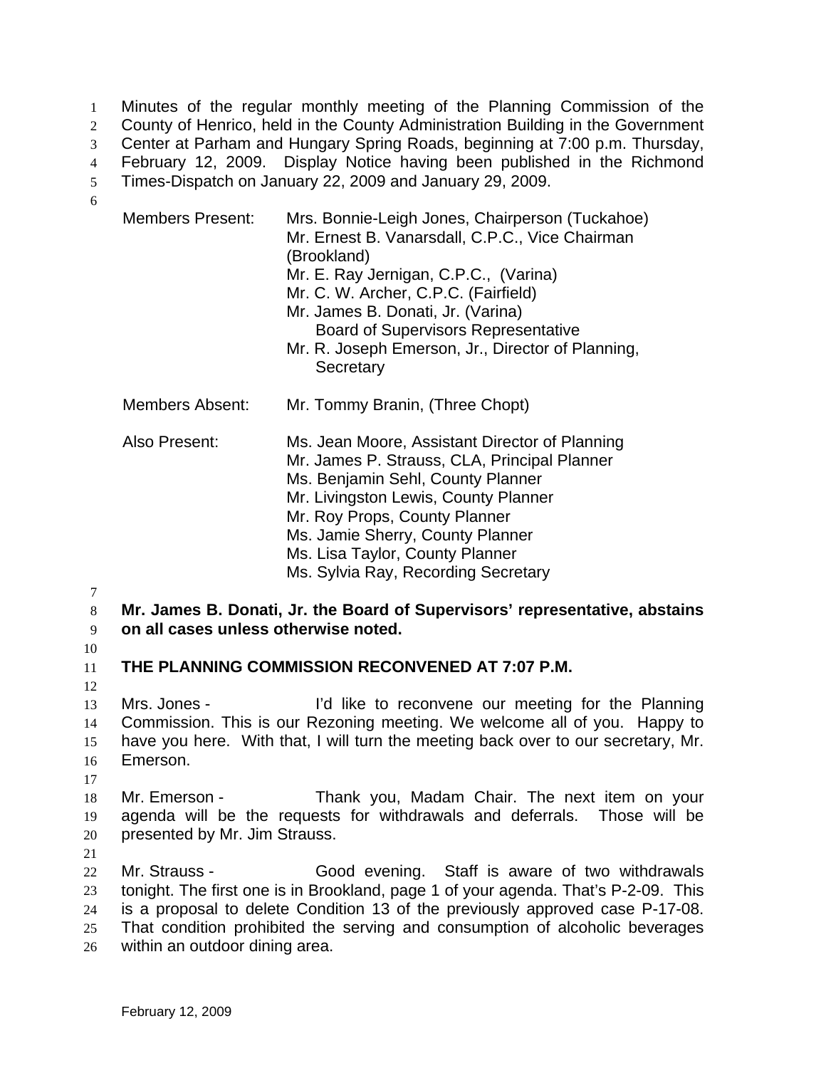Minutes of the regular monthly meeting of the Planning Commission of the County of Henrico, held in the County Administration Building in the Government Center at Parham and Hungary Spring Roads, beginning at 7:00 p.m. Thursday, February 12, 2009. Display Notice having been published in the Richmond Times-Dispatch on January 22, 2009 and January 29, 2009.

Members Present: Mrs. Bonnie-Leigh Jones, Chairperson (Tuckahoe)
Mr. Ernest B. Vanarsdall, C.P.C., Vice Chairman (Brookland)
Mr. E. Ray Jernigan, C.P.C., (Varina)
Mr. C. W. Archer, C.P.C. (Fairfield)
Mr. James B. Donati, Jr. (Varina)
Board of Supervisors Representative
Mr. R. Joseph Emerson, Jr., Director of Planning, Secretary

Members Absent: Mr. Tommy Branin, (Three Chopt)

Also Present: Ms. Jean Moore, Assistant Director of Planning
Mr. James P. Strauss, CLA, Principal Planner
Ms. Benjamin Sehl, County Planner
Mr. Livingston Lewis, County Planner
Mr. Roy Props, County Planner
Ms. Jamie Sherry, County Planner
Ms. Lisa Taylor, County Planner
Ms. Sylvia Ray, Recording Secretary

**Mr. James B. Donati, Jr. the Board of Supervisors' representative, abstains on all cases unless otherwise noted.**

**THE PLANNING COMMISSION RECONVENED AT 7:07 P.M.**

Mrs. Jones - I'd like to reconvene our meeting for the Planning Commission. This is our Rezoning meeting. We welcome all of you. Happy to have you here. With that, I will turn the meeting back over to our secretary, Mr. Emerson.

Mr. Emerson - Thank you, Madam Chair. The next item on your agenda will be the requests for withdrawals and deferrals. Those will be presented by Mr. Jim Strauss.

Mr. Strauss - Good evening. Staff is aware of two withdrawals tonight. The first one is in Brookland, page 1 of your agenda. That's P-2-09. This is a proposal to delete Condition 13 of the previously approved case P-17-08. That condition prohibited the serving and consumption of alcoholic beverages within an outdoor dining area.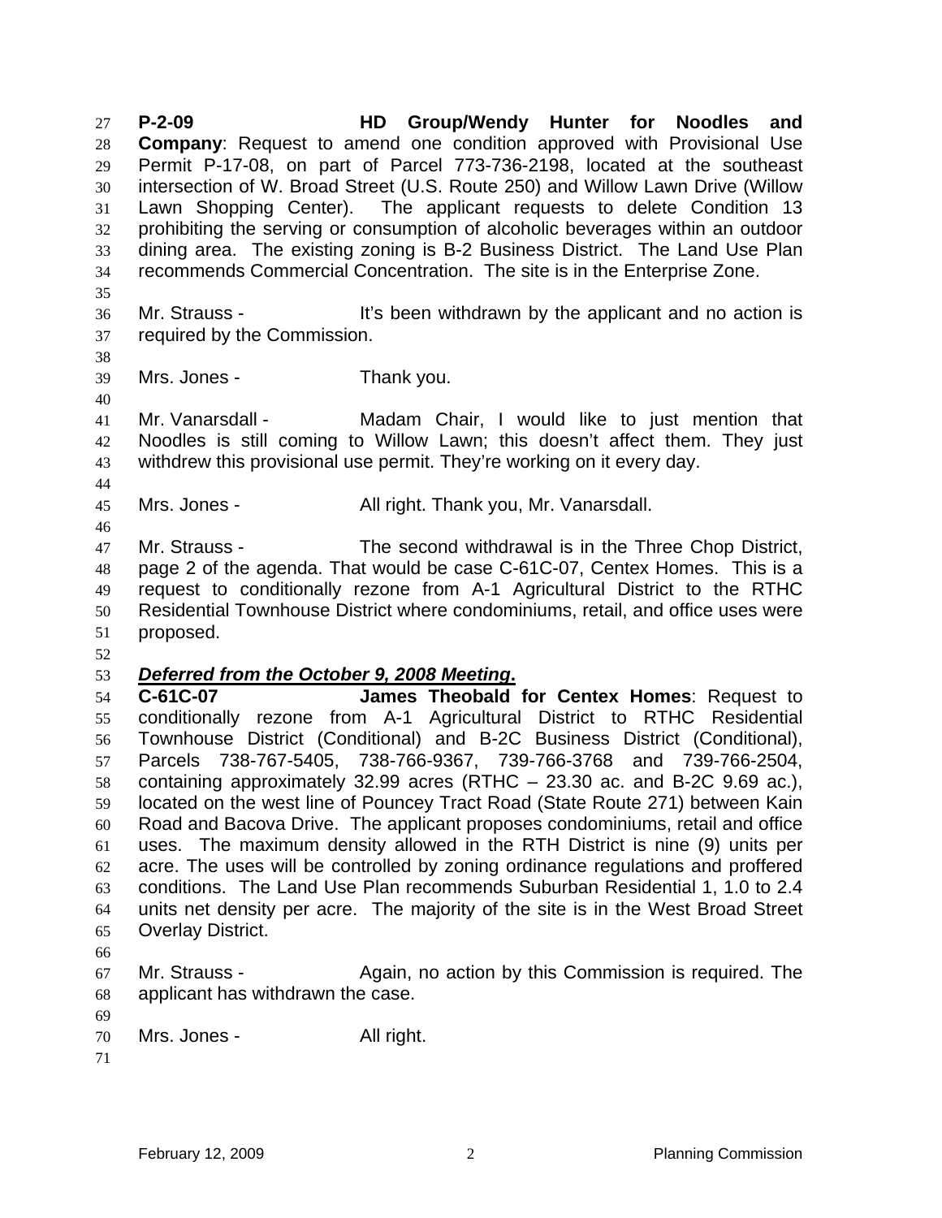**P-2-09 HD Group/Wendy Hunter for Noodles and Company**: Request to amend one condition approved with Provisional Use Permit P-17-08, on part of Parcel 773-736-2198, located at the southeast intersection of W. Broad Street (U.S. Route 250) and Willow Lawn Drive (Willow Lawn Shopping Center). The applicant requests to delete Condition 13 prohibiting the serving or consumption of alcoholic beverages within an outdoor dining area. The existing zoning is B-2 Business District. The Land Use Plan recommends Commercial Concentration. The site is in the Enterprise Zone.

Mr. Strauss - It's been withdrawn by the applicant and no action is required by the Commission.

Mrs. Jones - Thank you.

Mr. Vanarsdall - Madam Chair, I would like to just mention that Noodles is still coming to Willow Lawn; this doesn't affect them. They just withdrew this provisional use permit. They're working on it every day.

Mrs. Jones - All right. Thank you, Mr. Vanarsdall.

Mr. Strauss - The second withdrawal is in the Three Chop District, page 2 of the agenda. That would be case C-61C-07, Centex Homes. This is a request to conditionally rezone from A-1 Agricultural District to the RTHC Residential Townhouse District where condominiums, retail, and office uses were proposed.

***Deferred from the October 9, 2008 Meeting.***

**C-61C-07 James Theobald for Centex Homes**: Request to conditionally rezone from A-1 Agricultural District to RTHC Residential Townhouse District (Conditional) and B-2C Business District (Conditional), Parcels 738-767-5405, 738-766-9367, 739-766-3768 and 739-766-2504, containing approximately 32.99 acres (RTHC – 23.30 ac. and B-2C 9.69 ac.), located on the west line of Pouncey Tract Road (State Route 271) between Kain Road and Bacova Drive. The applicant proposes condominiums, retail and office uses. The maximum density allowed in the RTH District is nine (9) units per acre. The uses will be controlled by zoning ordinance regulations and proffered conditions. The Land Use Plan recommends Suburban Residential 1, 1.0 to 2.4 units net density per acre. The majority of the site is in the West Broad Street Overlay District.

Mr. Strauss - Again, no action by this Commission is required. The applicant has withdrawn the case.

Mrs. Jones - All right.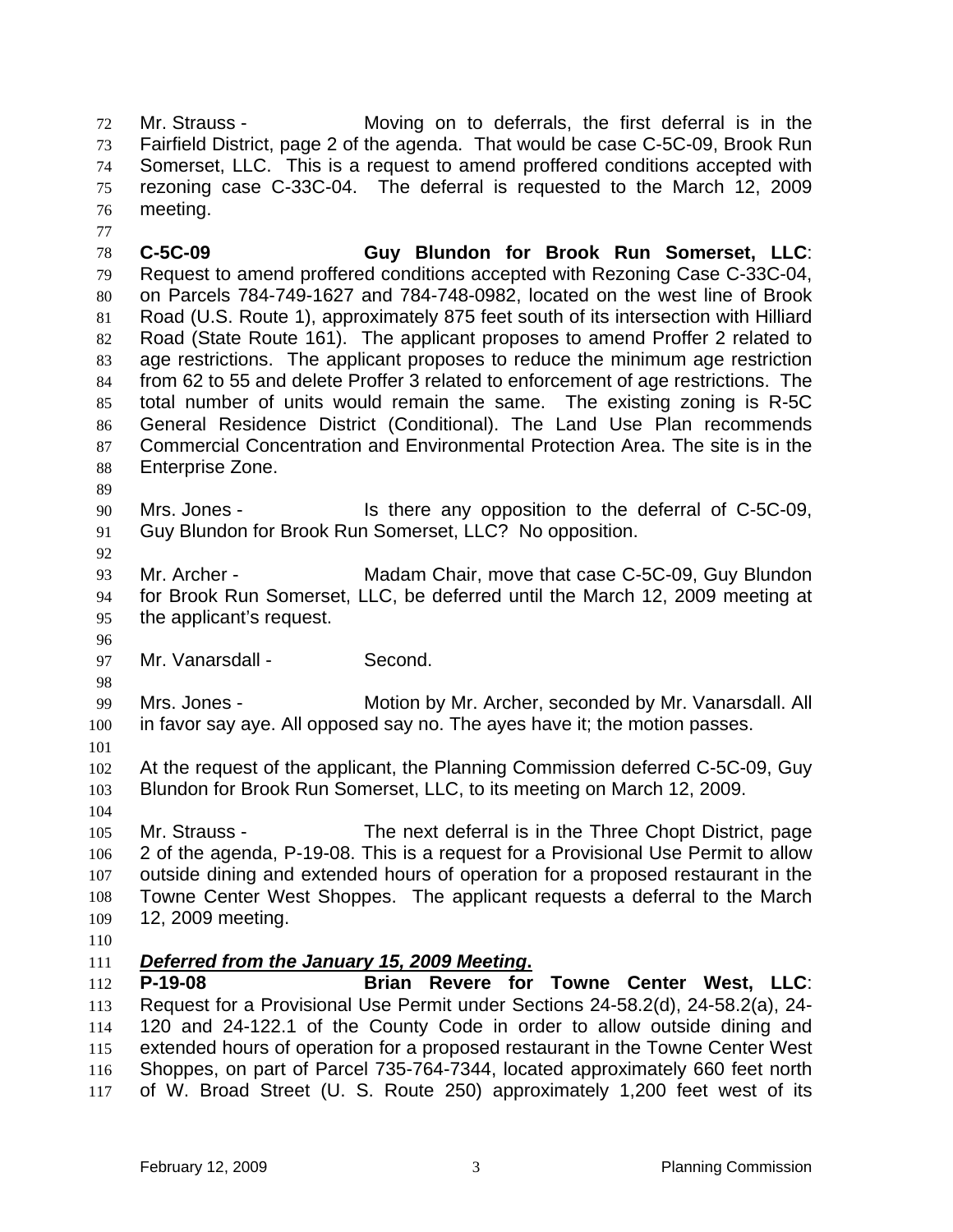Mr. Strauss - Moving on to deferrals, the first deferral is in the Fairfield District, page 2 of the agenda. That would be case C-5C-09, Brook Run Somerset, LLC. This is a request to amend proffered conditions accepted with rezoning case C-33C-04. The deferral is requested to the March 12, 2009 meeting.

**C-5C-09 Guy Blundon for Brook Run Somerset, LLC**: Request to amend proffered conditions accepted with Rezoning Case C-33C-04, on Parcels 784-749-1627 and 784-748-0982, located on the west line of Brook Road (U.S. Route 1), approximately 875 feet south of its intersection with Hilliard Road (State Route 161). The applicant proposes to amend Proffer 2 related to age restrictions. The applicant proposes to reduce the minimum age restriction from 62 to 55 and delete Proffer 3 related to enforcement of age restrictions. The total number of units would remain the same. The existing zoning is R-5C General Residence District (Conditional). The Land Use Plan recommends Commercial Concentration and Environmental Protection Area. The site is in the Enterprise Zone.

Mrs. Jones - Is there any opposition to the deferral of C-5C-09, Guy Blundon for Brook Run Somerset, LLC? No opposition.

Mr. Archer - Madam Chair, move that case C-5C-09, Guy Blundon for Brook Run Somerset, LLC, be deferred until the March 12, 2009 meeting at the applicant's request.

Mr. Vanarsdall - Second.

Mrs. Jones - Motion by Mr. Archer, seconded by Mr. Vanarsdall. All in favor say aye. All opposed say no. The ayes have it; the motion passes.

At the request of the applicant, the Planning Commission deferred C-5C-09, Guy Blundon for Brook Run Somerset, LLC, to its meeting on March 12, 2009.

Mr. Strauss - The next deferral is in the Three Chopt District, page 2 of the agenda, P-19-08. This is a request for a Provisional Use Permit to allow outside dining and extended hours of operation for a proposed restaurant in the Towne Center West Shoppes. The applicant requests a deferral to the March 12, 2009 meeting.

***Deferred from the January 15, 2009 Meeting.***

**P-19-08 Brian Revere for Towne Center West, LLC**: Request for a Provisional Use Permit under Sections 24-58.2(d), 24-58.2(a), 24-120 and 24-122.1 of the County Code in order to allow outside dining and extended hours of operation for a proposed restaurant in the Towne Center West Shoppes, on part of Parcel 735-764-7344, located approximately 660 feet north of W. Broad Street (U. S. Route 250) approximately 1,200 feet west of its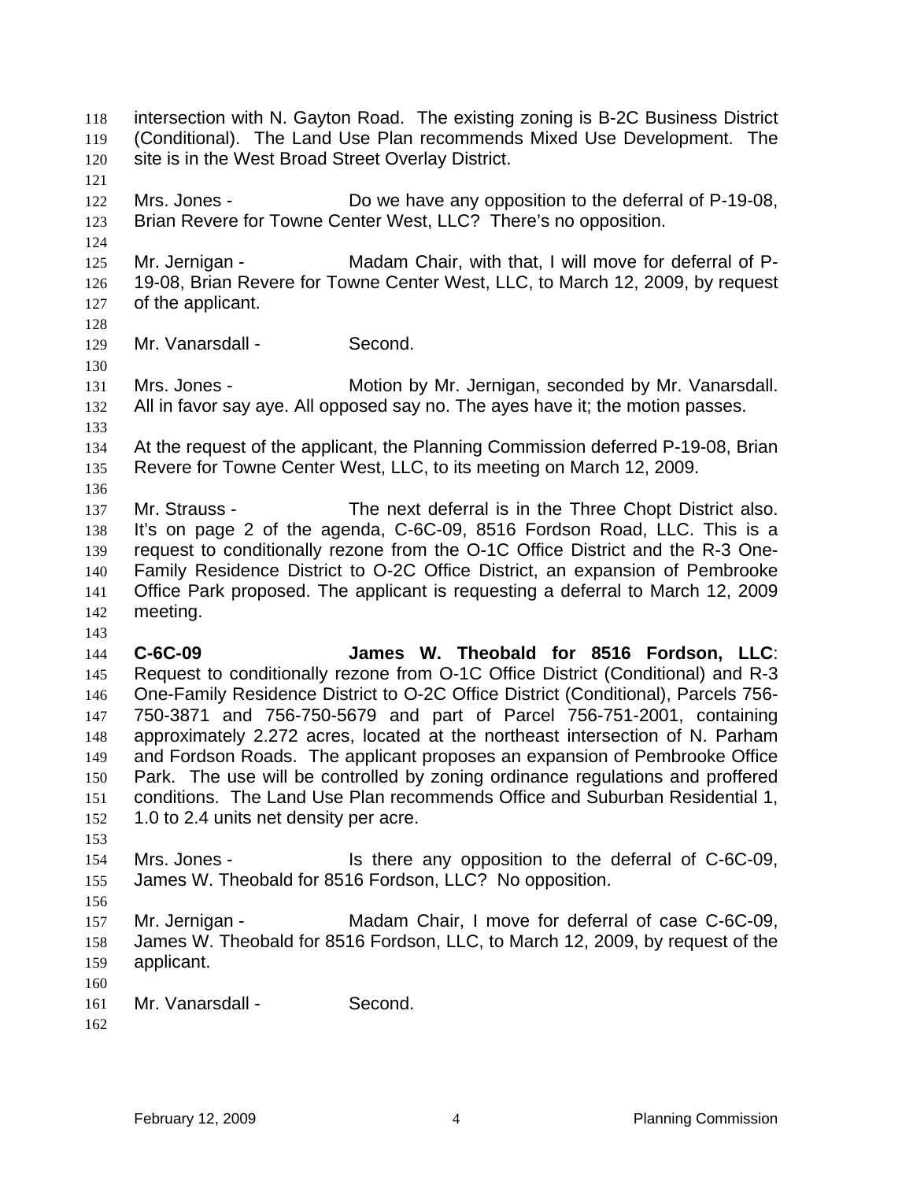intersection with N. Gayton Road. The existing zoning is B-2C Business District (Conditional). The Land Use Plan recommends Mixed Use Development. The site is in the West Broad Street Overlay District.

Mrs. Jones - Do we have any opposition to the deferral of P-19-08, Brian Revere for Towne Center West, LLC? There's no opposition.

Mr. Jernigan - Madam Chair, with that, I will move for deferral of P-19-08, Brian Revere for Towne Center West, LLC, to March 12, 2009, by request of the applicant.

Mr. Vanarsdall - Second.

Mrs. Jones - Motion by Mr. Jernigan, seconded by Mr. Vanarsdall. All in favor say aye. All opposed say no. The ayes have it; the motion passes.

At the request of the applicant, the Planning Commission deferred P-19-08, Brian Revere for Towne Center West, LLC, to its meeting on March 12, 2009.

Mr. Strauss - The next deferral is in the Three Chopt District also. It's on page 2 of the agenda, C-6C-09, 8516 Fordson Road, LLC. This is a request to conditionally rezone from the O-1C Office District and the R-3 One-Family Residence District to O-2C Office District, an expansion of Pembrooke Office Park proposed. The applicant is requesting a deferral to March 12, 2009 meeting.

**C-6C-09 James W. Theobald for 8516 Fordson, LLC**: Request to conditionally rezone from O-1C Office District (Conditional) and R-3 One-Family Residence District to O-2C Office District (Conditional), Parcels 756-750-3871 and 756-750-5679 and part of Parcel 756-751-2001, containing approximately 2.272 acres, located at the northeast intersection of N. Parham and Fordson Roads. The applicant proposes an expansion of Pembrooke Office Park. The use will be controlled by zoning ordinance regulations and proffered conditions. The Land Use Plan recommends Office and Suburban Residential 1, 1.0 to 2.4 units net density per acre.

Mrs. Jones - Is there any opposition to the deferral of C-6C-09, James W. Theobald for 8516 Fordson, LLC? No opposition.

Mr. Jernigan - Madam Chair, I move for deferral of case C-6C-09, James W. Theobald for 8516 Fordson, LLC, to March 12, 2009, by request of the applicant.

Mr. Vanarsdall - Second.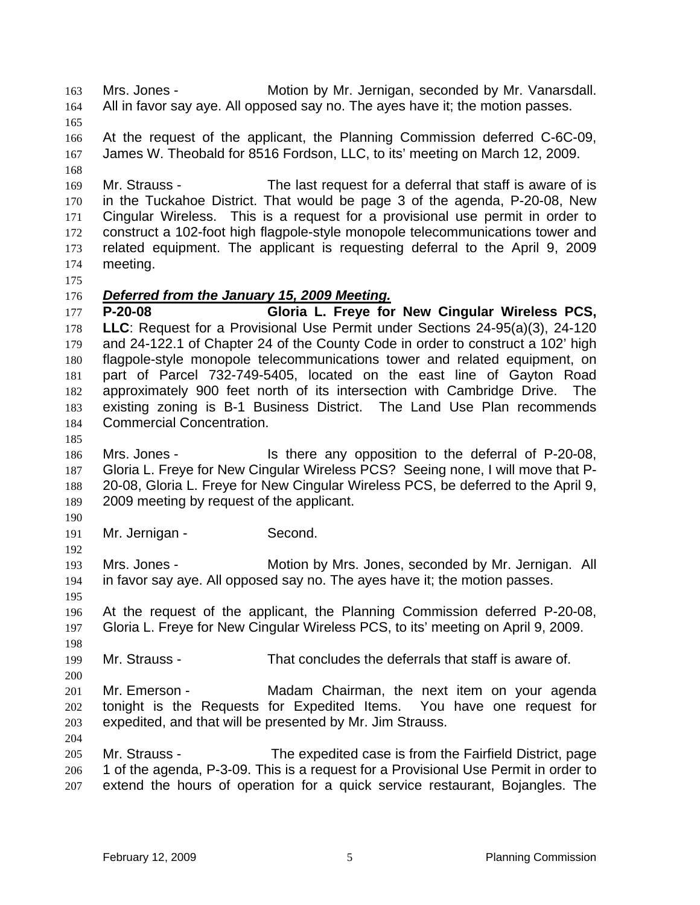Mrs. Jones - Motion by Mr. Jernigan, seconded by Mr. Vanarsdall. All in favor say aye. All opposed say no. The ayes have it; the motion passes.

At the request of the applicant, the Planning Commission deferred C-6C-09, James W. Theobald for 8516 Fordson, LLC, to its' meeting on March 12, 2009.

Mr. Strauss - The last request for a deferral that staff is aware of is in the Tuckahoe District. That would be page 3 of the agenda, P-20-08, New Cingular Wireless. This is a request for a provisional use permit in order to construct a 102-foot high flagpole-style monopole telecommunications tower and related equipment. The applicant is requesting deferral to the April 9, 2009 meeting.

***Deferred from the January 15, 2009 Meeting.***

**P-20-08 Gloria L. Freye for New Cingular Wireless PCS, LLC**: Request for a Provisional Use Permit under Sections 24-95(a)(3), 24-120 and 24-122.1 of Chapter 24 of the County Code in order to construct a 102' high flagpole-style monopole telecommunications tower and related equipment, on part of Parcel 732-749-5405, located on the east line of Gayton Road approximately 900 feet north of its intersection with Cambridge Drive. The existing zoning is B-1 Business District. The Land Use Plan recommends Commercial Concentration.

Mrs. Jones - Is there any opposition to the deferral of P-20-08, Gloria L. Freye for New Cingular Wireless PCS? Seeing none, I will move that P-20-08, Gloria L. Freye for New Cingular Wireless PCS, be deferred to the April 9, 2009 meeting by request of the applicant.

Mr. Jernigan - Second.

Mrs. Jones - Motion by Mrs. Jones, seconded by Mr. Jernigan. All in favor say aye. All opposed say no. The ayes have it; the motion passes.

At the request of the applicant, the Planning Commission deferred P-20-08, Gloria L. Freye for New Cingular Wireless PCS, to its' meeting on April 9, 2009.

Mr. Strauss - That concludes the deferrals that staff is aware of.

Mr. Emerson - Madam Chairman, the next item on your agenda tonight is the Requests for Expedited Items. You have one request for expedited, and that will be presented by Mr. Jim Strauss.

Mr. Strauss - The expedited case is from the Fairfield District, page 1 of the agenda, P-3-09. This is a request for a Provisional Use Permit in order to extend the hours of operation for a quick service restaurant, Bojangles. The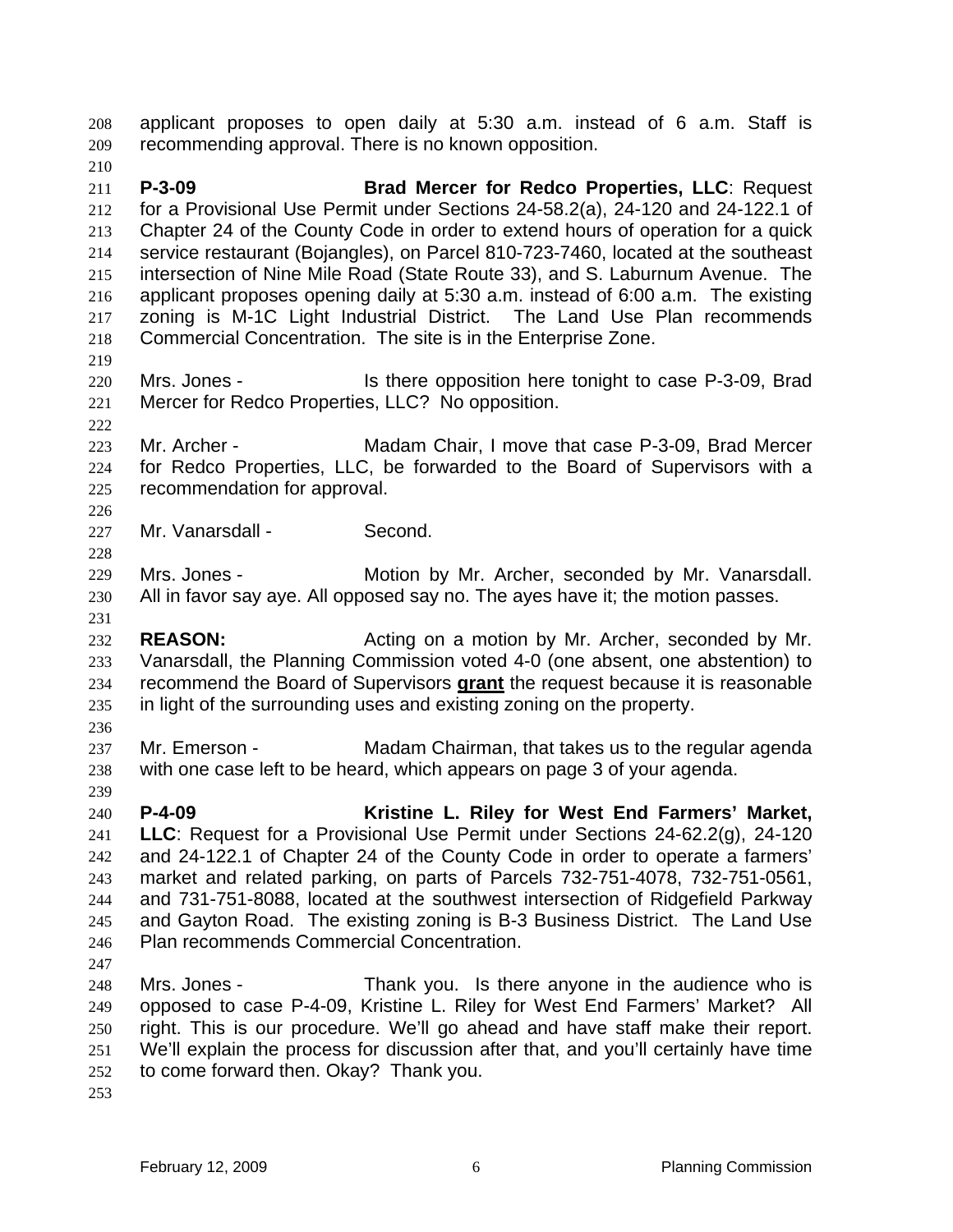applicant proposes to open daily at 5:30 a.m. instead of 6 a.m. Staff is recommending approval. There is no known opposition.

**P-3-09** **Brad Mercer for Redco Properties, LLC**: Request for a Provisional Use Permit under Sections 24-58.2(a), 24-120 and 24-122.1 of Chapter 24 of the County Code in order to extend hours of operation for a quick service restaurant (Bojangles), on Parcel 810-723-7460, located at the southeast intersection of Nine Mile Road (State Route 33), and S. Laburnum Avenue. The applicant proposes opening daily at 5:30 a.m. instead of 6:00 a.m. The existing zoning is M-1C Light Industrial District. The Land Use Plan recommends Commercial Concentration. The site is in the Enterprise Zone.

Mrs. Jones - Is there opposition here tonight to case P-3-09, Brad Mercer for Redco Properties, LLC? No opposition.

Mr. Archer - Madam Chair, I move that case P-3-09, Brad Mercer for Redco Properties, LLC, be forwarded to the Board of Supervisors with a recommendation for approval.

Mr. Vanarsdall - Second.

Mrs. Jones - Motion by Mr. Archer, seconded by Mr. Vanarsdall. All in favor say aye. All opposed say no. The ayes have it; the motion passes.

**REASON:** Acting on a motion by Mr. Archer, seconded by Mr. Vanarsdall, the Planning Commission voted 4-0 (one absent, one abstention) to recommend the Board of Supervisors **grant** the request because it is reasonable in light of the surrounding uses and existing zoning on the property.

Mr. Emerson - Madam Chairman, that takes us to the regular agenda with one case left to be heard, which appears on page 3 of your agenda.

**P-4-09** **Kristine L. Riley for West End Farmers' Market, LLC**: Request for a Provisional Use Permit under Sections 24-62.2(g), 24-120 and 24-122.1 of Chapter 24 of the County Code in order to operate a farmers' market and related parking, on parts of Parcels 732-751-4078, 732-751-0561, and 731-751-8088, located at the southwest intersection of Ridgefield Parkway and Gayton Road. The existing zoning is B-3 Business District. The Land Use Plan recommends Commercial Concentration.

Mrs. Jones - Thank you. Is there anyone in the audience who is opposed to case P-4-09, Kristine L. Riley for West End Farmers' Market? All right. This is our procedure. We'll go ahead and have staff make their report. We'll explain the process for discussion after that, and you'll certainly have time to come forward then. Okay? Thank you.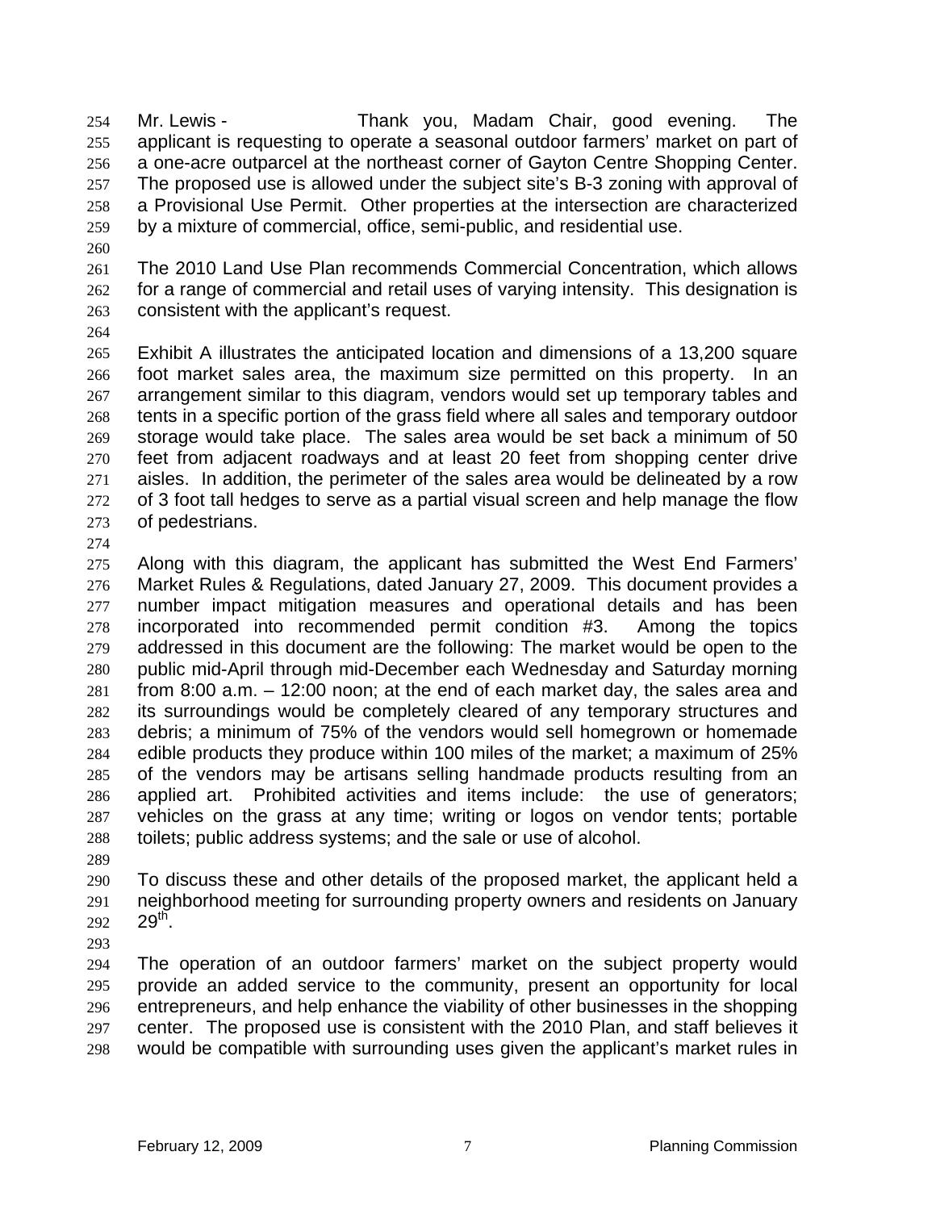Mr. Lewis - Thank you, Madam Chair, good evening. The applicant is requesting to operate a seasonal outdoor farmers' market on part of a one-acre outparcel at the northeast corner of Gayton Centre Shopping Center. The proposed use is allowed under the subject site's B-3 zoning with approval of a Provisional Use Permit. Other properties at the intersection are characterized by a mixture of commercial, office, semi-public, and residential use.

The 2010 Land Use Plan recommends Commercial Concentration, which allows for a range of commercial and retail uses of varying intensity. This designation is consistent with the applicant's request.

Exhibit A illustrates the anticipated location and dimensions of a 13,200 square foot market sales area, the maximum size permitted on this property. In an arrangement similar to this diagram, vendors would set up temporary tables and tents in a specific portion of the grass field where all sales and temporary outdoor storage would take place. The sales area would be set back a minimum of 50 feet from adjacent roadways and at least 20 feet from shopping center drive aisles. In addition, the perimeter of the sales area would be delineated by a row of 3 foot tall hedges to serve as a partial visual screen and help manage the flow of pedestrians.

Along with this diagram, the applicant has submitted the West End Farmers' Market Rules & Regulations, dated January 27, 2009. This document provides a number impact mitigation measures and operational details and has been incorporated into recommended permit condition #3. Among the topics addressed in this document are the following: The market would be open to the public mid-April through mid-December each Wednesday and Saturday morning from 8:00 a.m. – 12:00 noon; at the end of each market day, the sales area and its surroundings would be completely cleared of any temporary structures and debris; a minimum of 75% of the vendors would sell homegrown or homemade edible products they produce within 100 miles of the market; a maximum of 25% of the vendors may be artisans selling handmade products resulting from an applied art. Prohibited activities and items include: the use of generators; vehicles on the grass at any time; writing or logos on vendor tents; portable toilets; public address systems; and the sale or use of alcohol.

To discuss these and other details of the proposed market, the applicant held a neighborhood meeting for surrounding property owners and residents on January 29th.

The operation of an outdoor farmers' market on the subject property would provide an added service to the community, present an opportunity for local entrepreneurs, and help enhance the viability of other businesses in the shopping center. The proposed use is consistent with the 2010 Plan, and staff believes it would be compatible with surrounding uses given the applicant's market rules in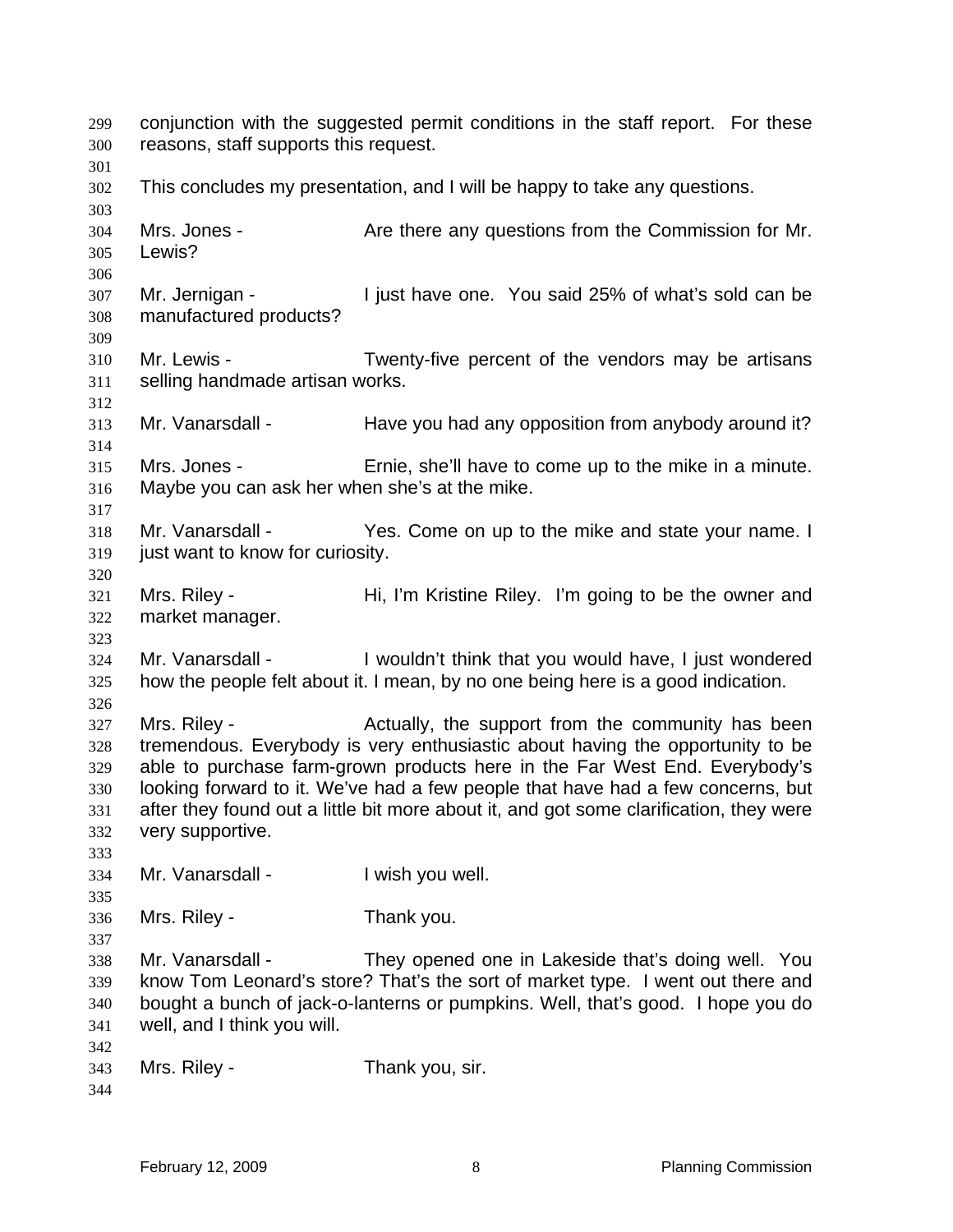conjunction with the suggested permit conditions in the staff report. For these reasons, staff supports this request.

This concludes my presentation, and I will be happy to take any questions.

Mrs. Jones - Are there any questions from the Commission for Mr. Lewis?

Mr. Jernigan - I just have one. You said 25% of what's sold can be manufactured products?

Mr. Lewis - Twenty-five percent of the vendors may be artisans selling handmade artisan works.

Mr. Vanarsdall - Have you had any opposition from anybody around it?

Mrs. Jones - Ernie, she'll have to come up to the mike in a minute. Maybe you can ask her when she's at the mike.

Mr. Vanarsdall - Yes. Come on up to the mike and state your name. I just want to know for curiosity.

Mrs. Riley - Hi, I'm Kristine Riley. I'm going to be the owner and market manager.

Mr. Vanarsdall - I wouldn't think that you would have, I just wondered how the people felt about it. I mean, by no one being here is a good indication.

Mrs. Riley - Actually, the support from the community has been tremendous. Everybody is very enthusiastic about having the opportunity to be able to purchase farm-grown products here in the Far West End. Everybody's looking forward to it. We've had a few people that have had a few concerns, but after they found out a little bit more about it, and got some clarification, they were very supportive.

Mr. Vanarsdall - I wish you well.

Mrs. Riley - Thank you.

Mr. Vanarsdall - They opened one in Lakeside that's doing well. You know Tom Leonard's store? That's the sort of market type. I went out there and bought a bunch of jack-o-lanterns or pumpkins. Well, that's good. I hope you do well, and I think you will.

Mrs. Riley - Thank you, sir.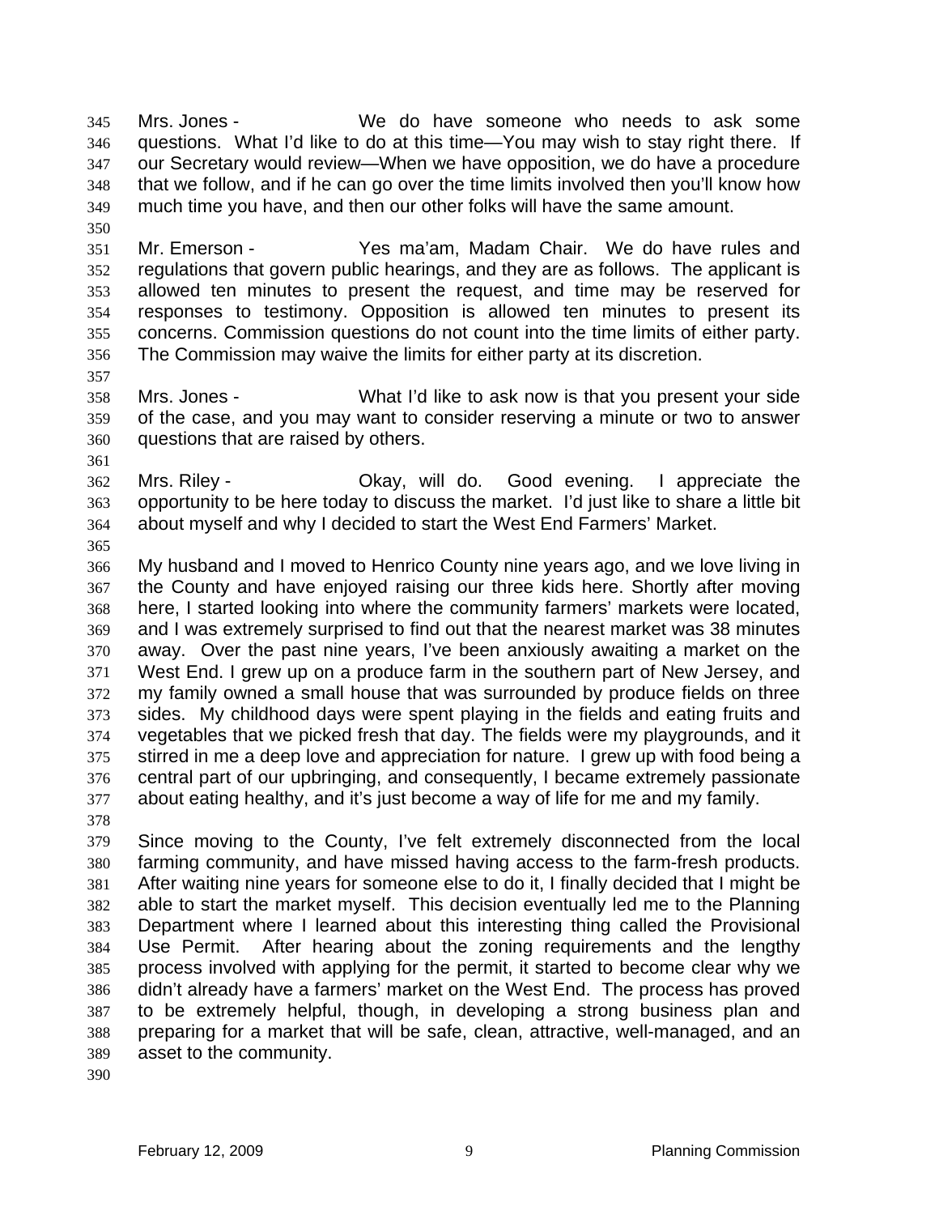Mrs. Jones - We do have someone who needs to ask some questions. What I'd like to do at this time—You may wish to stay right there. If our Secretary would review—When we have opposition, we do have a procedure that we follow, and if he can go over the time limits involved then you'll know how much time you have, and then our other folks will have the same amount.

Mr. Emerson - Yes ma'am, Madam Chair. We do have rules and regulations that govern public hearings, and they are as follows. The applicant is allowed ten minutes to present the request, and time may be reserved for responses to testimony. Opposition is allowed ten minutes to present its concerns. Commission questions do not count into the time limits of either party. The Commission may waive the limits for either party at its discretion.

Mrs. Jones - What I'd like to ask now is that you present your side of the case, and you may want to consider reserving a minute or two to answer questions that are raised by others.

Mrs. Riley - Okay, will do. Good evening. I appreciate the opportunity to be here today to discuss the market. I'd just like to share a little bit about myself and why I decided to start the West End Farmers' Market.

My husband and I moved to Henrico County nine years ago, and we love living in the County and have enjoyed raising our three kids here. Shortly after moving here, I started looking into where the community farmers' markets were located, and I was extremely surprised to find out that the nearest market was 38 minutes away. Over the past nine years, I've been anxiously awaiting a market on the West End. I grew up on a produce farm in the southern part of New Jersey, and my family owned a small house that was surrounded by produce fields on three sides. My childhood days were spent playing in the fields and eating fruits and vegetables that we picked fresh that day. The fields were my playgrounds, and it stirred in me a deep love and appreciation for nature. I grew up with food being a central part of our upbringing, and consequently, I became extremely passionate about eating healthy, and it's just become a way of life for me and my family.

Since moving to the County, I've felt extremely disconnected from the local farming community, and have missed having access to the farm-fresh products. After waiting nine years for someone else to do it, I finally decided that I might be able to start the market myself. This decision eventually led me to the Planning Department where I learned about this interesting thing called the Provisional Use Permit. After hearing about the zoning requirements and the lengthy process involved with applying for the permit, it started to become clear why we didn't already have a farmers' market on the West End. The process has proved to be extremely helpful, though, in developing a strong business plan and preparing for a market that will be safe, clean, attractive, well-managed, and an asset to the community.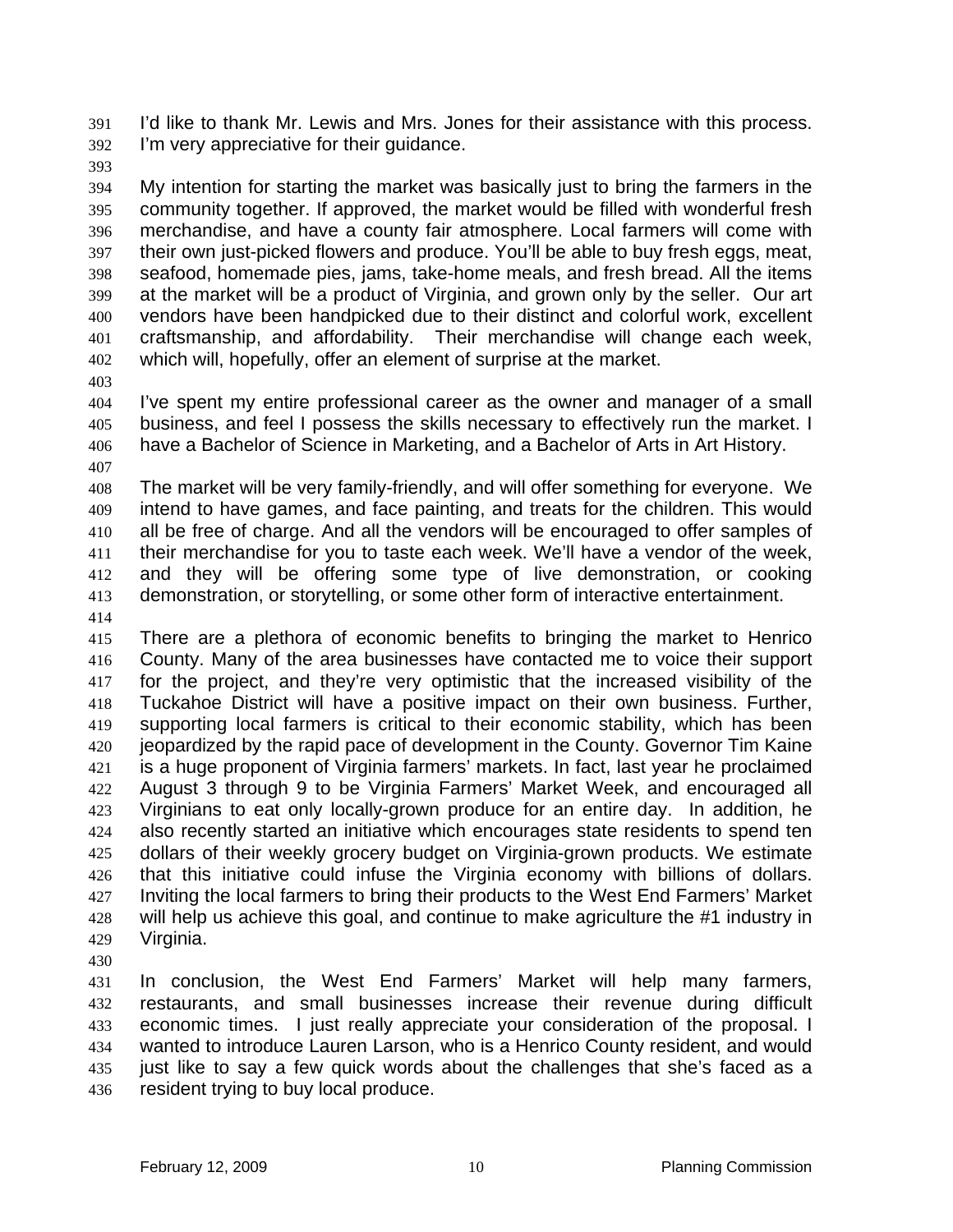I'd like to thank Mr. Lewis and Mrs. Jones for their assistance with this process. I'm very appreciative for their guidance.

My intention for starting the market was basically just to bring the farmers in the community together. If approved, the market would be filled with wonderful fresh merchandise, and have a county fair atmosphere. Local farmers will come with their own just-picked flowers and produce. You'll be able to buy fresh eggs, meat, seafood, homemade pies, jams, take-home meals, and fresh bread. All the items at the market will be a product of Virginia, and grown only by the seller. Our art vendors have been handpicked due to their distinct and colorful work, excellent craftsmanship, and affordability. Their merchandise will change each week, which will, hopefully, offer an element of surprise at the market.

I've spent my entire professional career as the owner and manager of a small business, and feel I possess the skills necessary to effectively run the market. I have a Bachelor of Science in Marketing, and a Bachelor of Arts in Art History.

The market will be very family-friendly, and will offer something for everyone. We intend to have games, and face painting, and treats for the children. This would all be free of charge. And all the vendors will be encouraged to offer samples of their merchandise for you to taste each week. We'll have a vendor of the week, and they will be offering some type of live demonstration, or cooking demonstration, or storytelling, or some other form of interactive entertainment.

There are a plethora of economic benefits to bringing the market to Henrico County. Many of the area businesses have contacted me to voice their support for the project, and they're very optimistic that the increased visibility of the Tuckahoe District will have a positive impact on their own business. Further, supporting local farmers is critical to their economic stability, which has been jeopardized by the rapid pace of development in the County. Governor Tim Kaine is a huge proponent of Virginia farmers' markets. In fact, last year he proclaimed August 3 through 9 to be Virginia Farmers' Market Week, and encouraged all Virginians to eat only locally-grown produce for an entire day. In addition, he also recently started an initiative which encourages state residents to spend ten dollars of their weekly grocery budget on Virginia-grown products. We estimate that this initiative could infuse the Virginia economy with billions of dollars. Inviting the local farmers to bring their products to the West End Farmers' Market will help us achieve this goal, and continue to make agriculture the #1 industry in Virginia.

In conclusion, the West End Farmers' Market will help many farmers, restaurants, and small businesses increase their revenue during difficult economic times. I just really appreciate your consideration of the proposal. I wanted to introduce Lauren Larson, who is a Henrico County resident, and would just like to say a few quick words about the challenges that she's faced as a resident trying to buy local produce.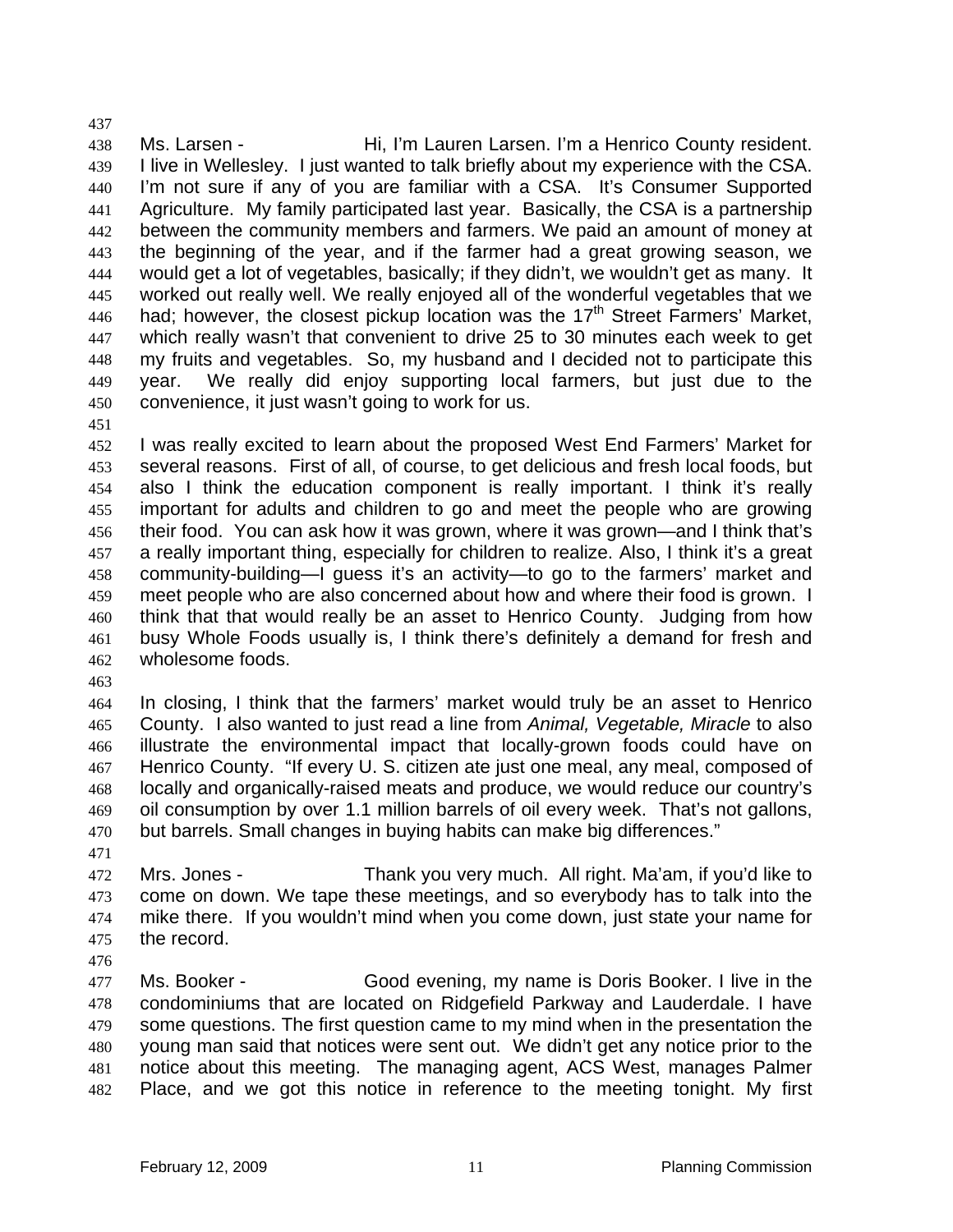Ms. Larsen - Hi, I'm Lauren Larsen. I'm a Henrico County resident. I live in Wellesley. I just wanted to talk briefly about my experience with the CSA. I'm not sure if any of you are familiar with a CSA. It's Consumer Supported Agriculture. My family participated last year. Basically, the CSA is a partnership between the community members and farmers. We paid an amount of money at the beginning of the year, and if the farmer had a great growing season, we would get a lot of vegetables, basically; if they didn't, we wouldn't get as many. It worked out really well. We really enjoyed all of the wonderful vegetables that we had; however, the closest pickup location was the 17th Street Farmers' Market, which really wasn't that convenient to drive 25 to 30 minutes each week to get my fruits and vegetables. So, my husband and I decided not to participate this year. We really did enjoy supporting local farmers, but just due to the convenience, it just wasn't going to work for us.

I was really excited to learn about the proposed West End Farmers' Market for several reasons. First of all, of course, to get delicious and fresh local foods, but also I think the education component is really important. I think it's really important for adults and children to go and meet the people who are growing their food. You can ask how it was grown, where it was grown—and I think that's a really important thing, especially for children to realize. Also, I think it's a great community-building—I guess it's an activity—to go to the farmers' market and meet people who are also concerned about how and where their food is grown. I think that that would really be an asset to Henrico County. Judging from how busy Whole Foods usually is, I think there's definitely a demand for fresh and wholesome foods.

In closing, I think that the farmers' market would truly be an asset to Henrico County. I also wanted to just read a line from *Animal, Vegetable, Miracle* to also illustrate the environmental impact that locally-grown foods could have on Henrico County. "If every U. S. citizen ate just one meal, any meal, composed of locally and organically-raised meats and produce, we would reduce our country's oil consumption by over 1.1 million barrels of oil every week. That's not gallons, but barrels. Small changes in buying habits can make big differences."

Mrs. Jones - Thank you very much. All right. Ma'am, if you'd like to come on down. We tape these meetings, and so everybody has to talk into the mike there. If you wouldn't mind when you come down, just state your name for the record.

Ms. Booker - Good evening, my name is Doris Booker. I live in the condominiums that are located on Ridgefield Parkway and Lauderdale. I have some questions. The first question came to my mind when in the presentation the young man said that notices were sent out. We didn't get any notice prior to the notice about this meeting. The managing agent, ACS West, manages Palmer Place, and we got this notice in reference to the meeting tonight. My first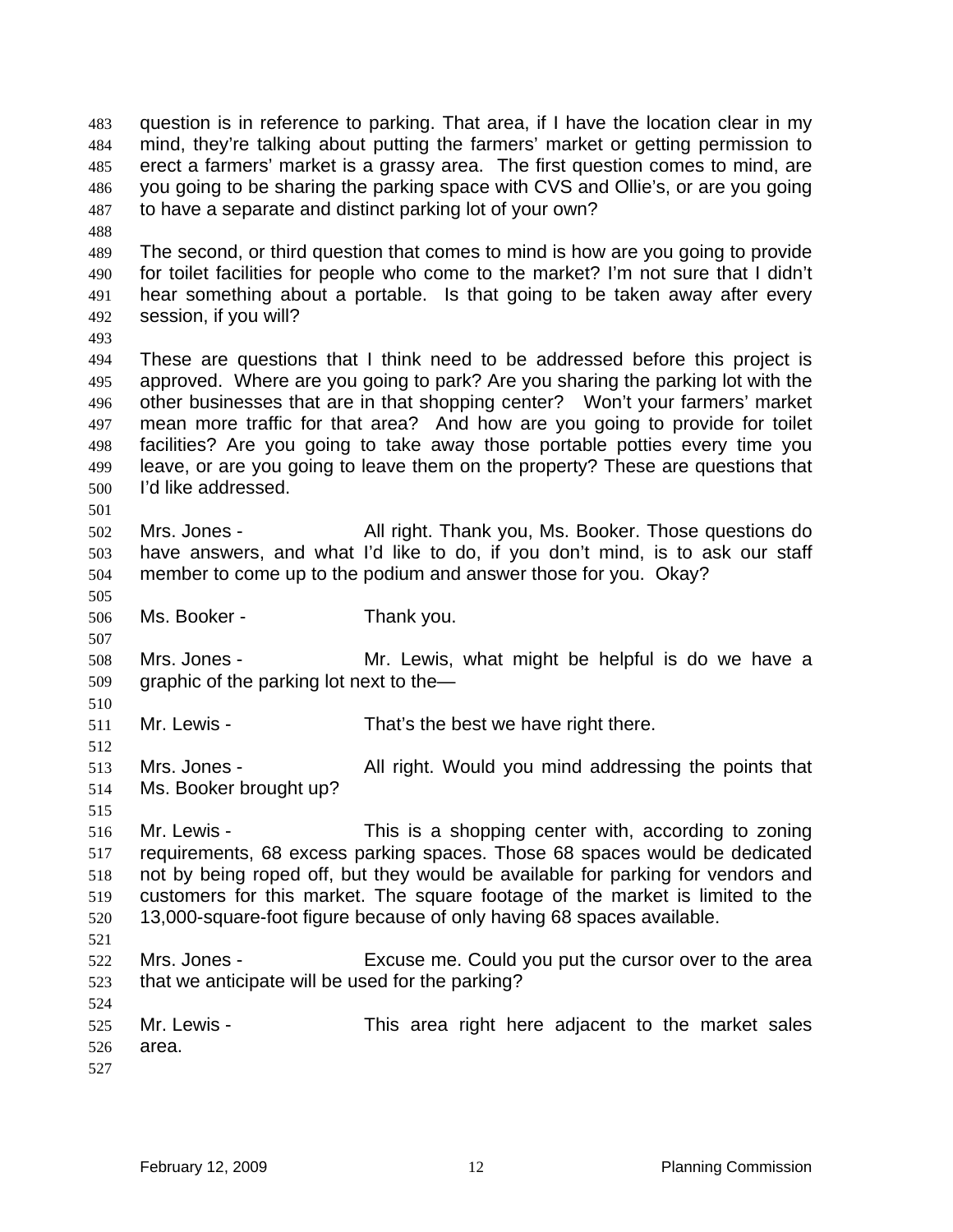question is in reference to parking. That area, if I have the location clear in my mind, they're talking about putting the farmers' market or getting permission to erect a farmers' market is a grassy area. The first question comes to mind, are you going to be sharing the parking space with CVS and Ollie's, or are you going to have a separate and distinct parking lot of your own?

The second, or third question that comes to mind is how are you going to provide for toilet facilities for people who come to the market? I'm not sure that I didn't hear something about a portable. Is that going to be taken away after every session, if you will?

These are questions that I think need to be addressed before this project is approved. Where are you going to park? Are you sharing the parking lot with the other businesses that are in that shopping center? Won't your farmers' market mean more traffic for that area? And how are you going to provide for toilet facilities? Are you going to take away those portable potties every time you leave, or are you going to leave them on the property? These are questions that I'd like addressed.

Mrs. Jones - All right. Thank you, Ms. Booker. Those questions do have answers, and what I'd like to do, if you don't mind, is to ask our staff member to come up to the podium and answer those for you. Okay?

Ms. Booker - Thank you.

Mrs. Jones - Mr. Lewis, what might be helpful is do we have a graphic of the parking lot next to the—

Mr. Lewis - That's the best we have right there.

Mrs. Jones - All right. Would you mind addressing the points that Ms. Booker brought up?

Mr. Lewis - This is a shopping center with, according to zoning requirements, 68 excess parking spaces. Those 68 spaces would be dedicated not by being roped off, but they would be available for parking for vendors and customers for this market. The square footage of the market is limited to the 13,000-square-foot figure because of only having 68 spaces available.

Mrs. Jones - Excuse me. Could you put the cursor over to the area that we anticipate will be used for the parking?

Mr. Lewis - This area right here adjacent to the market sales area.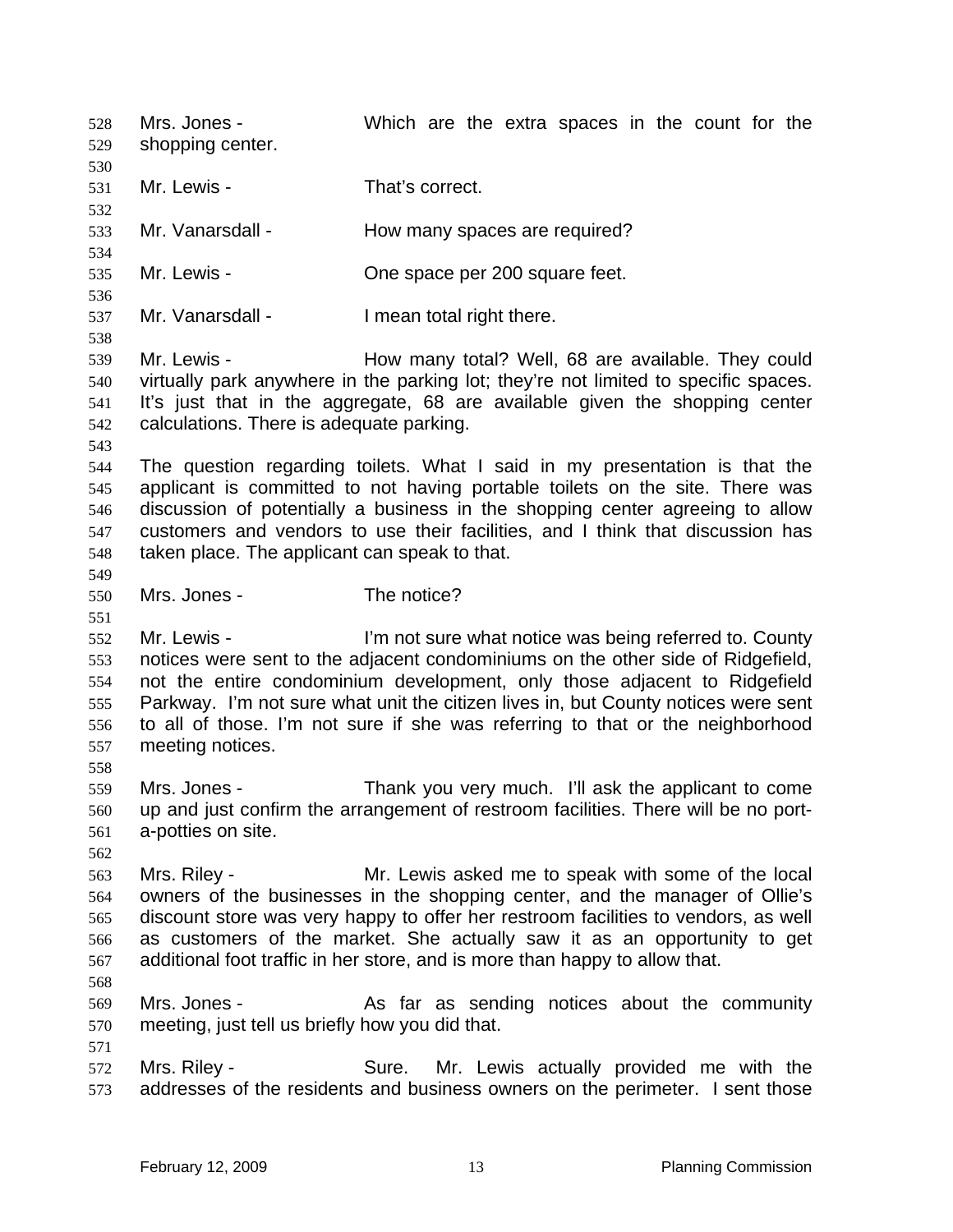Mrs. Jones - Which are the extra spaces in the count for the shopping center.

Mr. Lewis - That's correct.

Mr. Vanarsdall - How many spaces are required?

Mr. Lewis - One space per 200 square feet.

Mr. Vanarsdall - I mean total right there.

Mr. Lewis - How many total? Well, 68 are available. They could virtually park anywhere in the parking lot; they're not limited to specific spaces. It's just that in the aggregate, 68 are available given the shopping center calculations. There is adequate parking.

The question regarding toilets. What I said in my presentation is that the applicant is committed to not having portable toilets on the site. There was discussion of potentially a business in the shopping center agreeing to allow customers and vendors to use their facilities, and I think that discussion has taken place. The applicant can speak to that.

Mrs. Jones - The notice?

Mr. Lewis - I'm not sure what notice was being referred to. County notices were sent to the adjacent condominiums on the other side of Ridgefield, not the entire condominium development, only those adjacent to Ridgefield Parkway. I'm not sure what unit the citizen lives in, but County notices were sent to all of those. I'm not sure if she was referring to that or the neighborhood meeting notices.

Mrs. Jones - Thank you very much. I'll ask the applicant to come up and just confirm the arrangement of restroom facilities. There will be no port-a-potties on site.

Mrs. Riley - Mr. Lewis asked me to speak with some of the local owners of the businesses in the shopping center, and the manager of Ollie's discount store was very happy to offer her restroom facilities to vendors, as well as customers of the market. She actually saw it as an opportunity to get additional foot traffic in her store, and is more than happy to allow that.

Mrs. Jones - As far as sending notices about the community meeting, just tell us briefly how you did that.

Mrs. Riley - Sure. Mr. Lewis actually provided me with the addresses of the residents and business owners on the perimeter. I sent those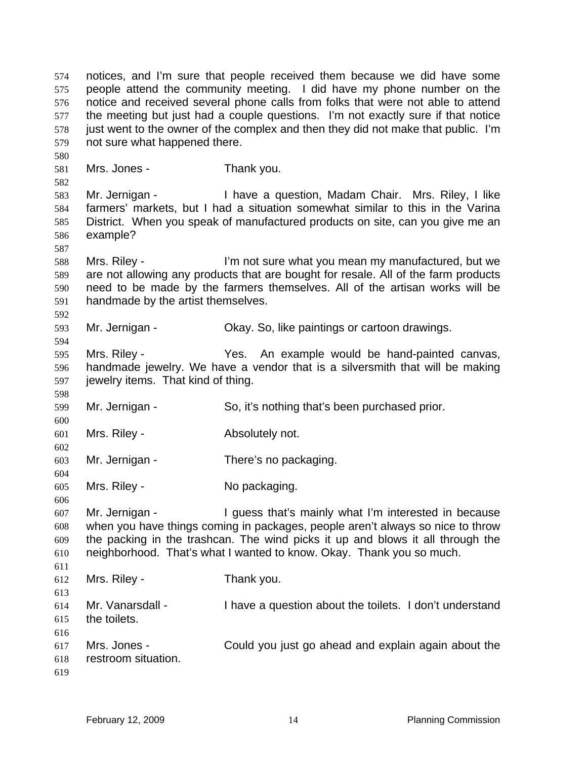notices, and I'm sure that people received them because we did have some people attend the community meeting. I did have my phone number on the notice and received several phone calls from folks that were not able to attend the meeting but just had a couple questions. I'm not exactly sure if that notice just went to the owner of the complex and then they did not make that public. I'm not sure what happened there.

Mrs. Jones - Thank you.

Mr. Jernigan - I have a question, Madam Chair. Mrs. Riley, I like farmers' markets, but I had a situation somewhat similar to this in the Varina District. When you speak of manufactured products on site, can you give me an example?

Mrs. Riley - I'm not sure what you mean my manufactured, but we are not allowing any products that are bought for resale. All of the farm products need to be made by the farmers themselves. All of the artisan works will be handmade by the artist themselves.

Mr. Jernigan - Okay. So, like paintings or cartoon drawings.

Mrs. Riley - Yes. An example would be hand-painted canvas, handmade jewelry. We have a vendor that is a silversmith that will be making jewelry items. That kind of thing.

Mr. Jernigan - So, it's nothing that's been purchased prior.

Mrs. Riley - Absolutely not.

Mr. Jernigan - There's no packaging.

Mrs. Riley - No packaging.

Mr. Jernigan - I guess that's mainly what I'm interested in because when you have things coming in packages, people aren't always so nice to throw the packing in the trashcan. The wind picks it up and blows it all through the neighborhood. That's what I wanted to know. Okay. Thank you so much.

Mrs. Riley - Thank you.

Mr. Vanarsdall - I have a question about the toilets. I don't understand the toilets.

Mrs. Jones - Could you just go ahead and explain again about the restroom situation.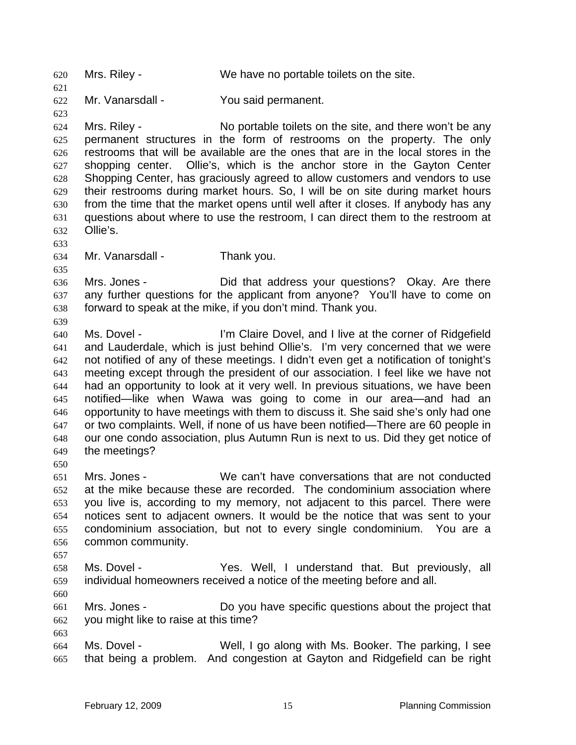620 Mrs. Riley - We have no portable toilets on the site.

621

622 Mr. Vanarsdall - You said permanent.

623

624 Mrs. Riley - No portable toilets on the site, and there won't be any
625 permanent structures in the form of restrooms on the property. The only
626 restrooms that will be available are the ones that are in the local stores in the
627 shopping center. Ollie's, which is the anchor store in the Gayton Center
628 Shopping Center, has graciously agreed to allow customers and vendors to use
629 their restrooms during market hours. So, I will be on site during market hours
630 from the time that the market opens until well after it closes. If anybody has any
631 questions about where to use the restroom, I can direct them to the restroom at
632 Ollie's.

633

634 Mr. Vanarsdall - Thank you.

635

636 Mrs. Jones - Did that address your questions? Okay. Are there
637 any further questions for the applicant from anyone? You'll have to come on
638 forward to speak at the mike, if you don't mind. Thank you.

639

640 Ms. Dovel - I'm Claire Dovel, and I live at the corner of Ridgefield
641 and Lauderdale, which is just behind Ollie's. I'm very concerned that we were
642 not notified of any of these meetings. I didn't even get a notification of tonight's
643 meeting except through the president of our association. I feel like we have not
644 had an opportunity to look at it very well. In previous situations, we have been
645 notified—like when Wawa was going to come in our area—and had an
646 opportunity to have meetings with them to discuss it. She said she's only had one
647 or two complaints. Well, if none of us have been notified—There are 60 people in
648 our one condo association, plus Autumn Run is next to us. Did they get notice of
649 the meetings?

650

651 Mrs. Jones - We can't have conversations that are not conducted
652 at the mike because these are recorded. The condominium association where
653 you live is, according to my memory, not adjacent to this parcel. There were
654 notices sent to adjacent owners. It would be the notice that was sent to your
655 condominium association, but not to every single condominium. You are a
656 common community.

657

658 Ms. Dovel - Yes. Well, I understand that. But previously, all
659 individual homeowners received a notice of the meeting before and all.

660

661 Mrs. Jones - Do you have specific questions about the project that
662 you might like to raise at this time?

663

664 Ms. Dovel - Well, I go along with Ms. Booker. The parking, I see
665 that being a problem. And congestion at Gayton and Ridgefield can be right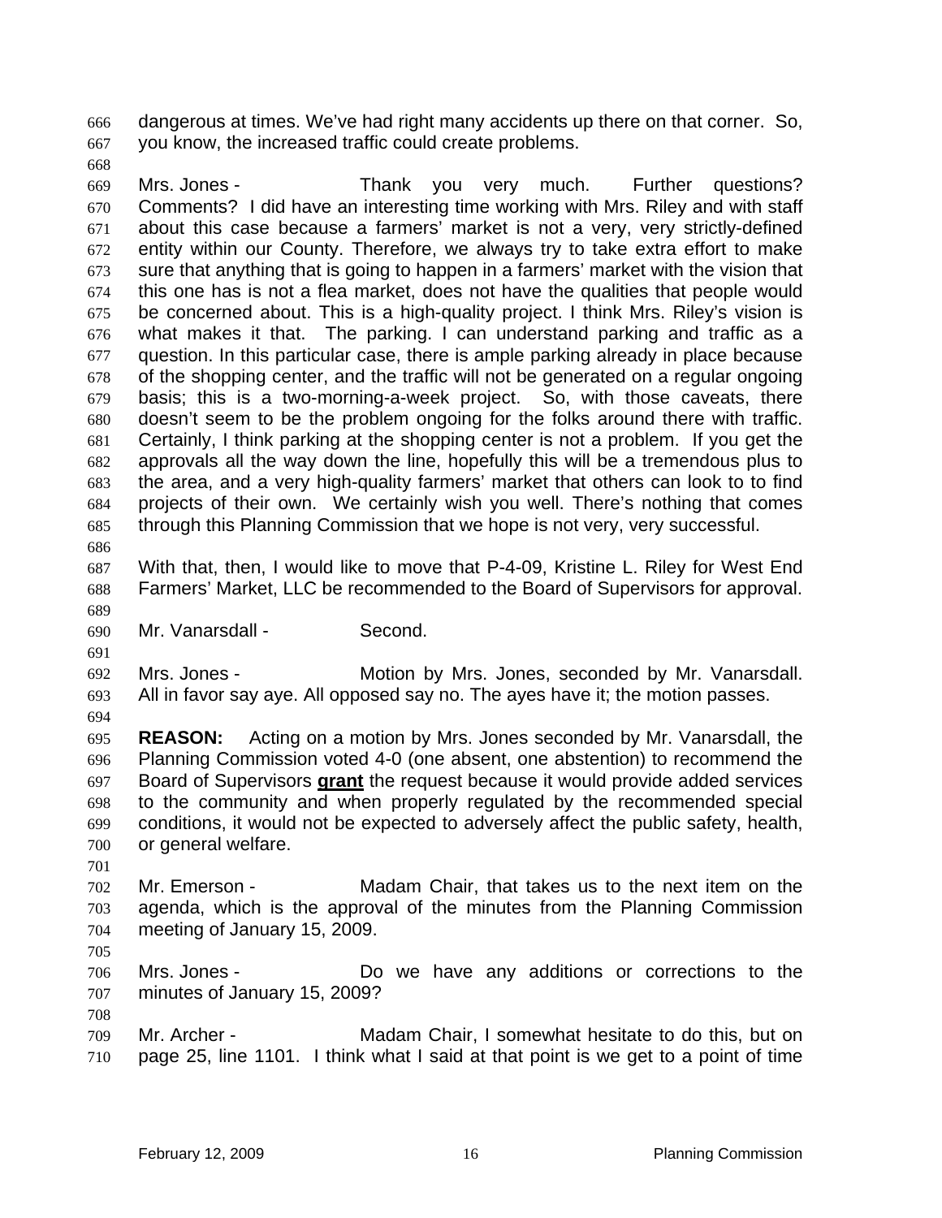dangerous at times. We've had right many accidents up there on that corner. So, you know, the increased traffic could create problems.

Mrs. Jones - Thank you very much. Further questions? Comments? I did have an interesting time working with Mrs. Riley and with staff about this case because a farmers' market is not a very, very strictly-defined entity within our County. Therefore, we always try to take extra effort to make sure that anything that is going to happen in a farmers' market with the vision that this one has is not a flea market, does not have the qualities that people would be concerned about. This is a high-quality project. I think Mrs. Riley's vision is what makes it that. The parking. I can understand parking and traffic as a question. In this particular case, there is ample parking already in place because of the shopping center, and the traffic will not be generated on a regular ongoing basis; this is a two-morning-a-week project. So, with those caveats, there doesn't seem to be the problem ongoing for the folks around there with traffic. Certainly, I think parking at the shopping center is not a problem. If you get the approvals all the way down the line, hopefully this will be a tremendous plus to the area, and a very high-quality farmers' market that others can look to to find projects of their own. We certainly wish you well. There's nothing that comes through this Planning Commission that we hope is not very, very successful.

With that, then, I would like to move that P-4-09, Kristine L. Riley for West End Farmers' Market, LLC be recommended to the Board of Supervisors for approval.

Mr. Vanarsdall - Second.

Mrs. Jones - Motion by Mrs. Jones, seconded by Mr. Vanarsdall. All in favor say aye. All opposed say no. The ayes have it; the motion passes.

**REASON:** Acting on a motion by Mrs. Jones seconded by Mr. Vanarsdall, the Planning Commission voted 4-0 (one absent, one abstention) to recommend the Board of Supervisors **grant** the request because it would provide added services to the community and when properly regulated by the recommended special conditions, it would not be expected to adversely affect the public safety, health, or general welfare.

Mr. Emerson - Madam Chair, that takes us to the next item on the agenda, which is the approval of the minutes from the Planning Commission meeting of January 15, 2009.

Mrs. Jones - Do we have any additions or corrections to the minutes of January 15, 2009?

Mr. Archer - Madam Chair, I somewhat hesitate to do this, but on page 25, line 1101. I think what I said at that point is we get to a point of time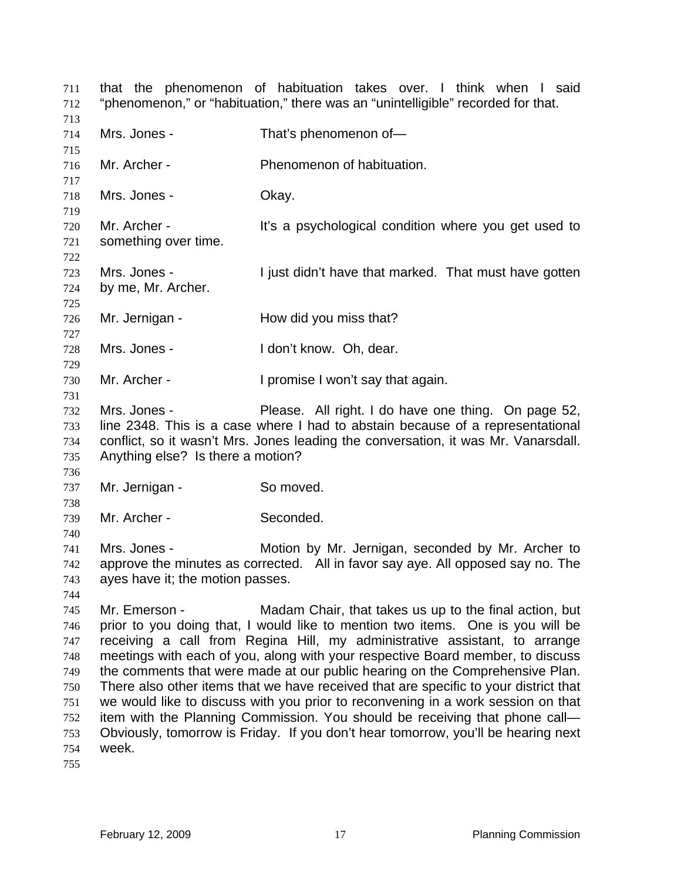that the phenomenon of habituation takes over. I think when I said "phenomenon," or "habituation," there was an "unintelligible" recorded for that.

Mrs. Jones - That's phenomenon of—

Mr. Archer - Phenomenon of habituation.

Mrs. Jones - Okay.

Mr. Archer - It's a psychological condition where you get used to something over time.

Mrs. Jones - I just didn't have that marked. That must have gotten by me, Mr. Archer.

Mr. Jernigan - How did you miss that?

Mrs. Jones - I don't know. Oh, dear.

Mr. Archer - I promise I won't say that again.

Mrs. Jones - Please. All right. I do have one thing. On page 52, line 2348. This is a case where I had to abstain because of a representational conflict, so it wasn't Mrs. Jones leading the conversation, it was Mr. Vanarsdall. Anything else? Is there a motion?

Mr. Jernigan - So moved.

Mr. Archer - Seconded.

Mrs. Jones - Motion by Mr. Jernigan, seconded by Mr. Archer to approve the minutes as corrected. All in favor say aye. All opposed say no. The ayes have it; the motion passes.

Mr. Emerson - Madam Chair, that takes us up to the final action, but prior to you doing that, I would like to mention two items. One is you will be receiving a call from Regina Hill, my administrative assistant, to arrange meetings with each of you, along with your respective Board member, to discuss the comments that were made at our public hearing on the Comprehensive Plan. There also other items that we have received that are specific to your district that we would like to discuss with you prior to reconvening in a work session on that item with the Planning Commission. You should be receiving that phone call— Obviously, tomorrow is Friday. If you don't hear tomorrow, you'll be hearing next week.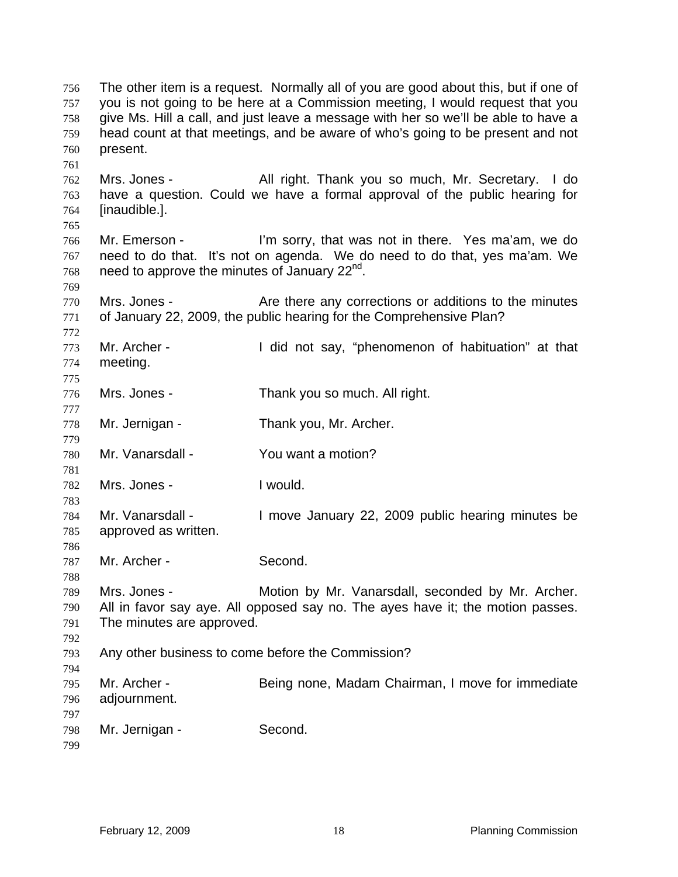The other item is a request. Normally all of you are good about this, but if one of you is not going to be here at a Commission meeting, I would request that you give Ms. Hill a call, and just leave a message with her so we'll be able to have a head count at that meetings, and be aware of who's going to be present and not present.

Mrs. Jones - All right. Thank you so much, Mr. Secretary. I do have a question. Could we have a formal approval of the public hearing for [inaudible.].

Mr. Emerson - I'm sorry, that was not in there. Yes ma'am, we do need to do that. It's not on agenda. We do need to do that, yes ma'am. We need to approve the minutes of January 22nd.

Mrs. Jones - Are there any corrections or additions to the minutes of January 22, 2009, the public hearing for the Comprehensive Plan?

Mr. Archer - I did not say, "phenomenon of habituation" at that meeting.

Mrs. Jones - Thank you so much. All right.

Mr. Jernigan - Thank you, Mr. Archer.

Mr. Vanarsdall - You want a motion?

Mrs. Jones - I would.

Mr. Vanarsdall - I move January 22, 2009 public hearing minutes be approved as written.

Mr. Archer - Second.

Mrs. Jones - Motion by Mr. Vanarsdall, seconded by Mr. Archer. All in favor say aye. All opposed say no. The ayes have it; the motion passes. The minutes are approved.

Any other business to come before the Commission?

Mr. Archer - Being none, Madam Chairman, I move for immediate adjournment.

Mr. Jernigan - Second.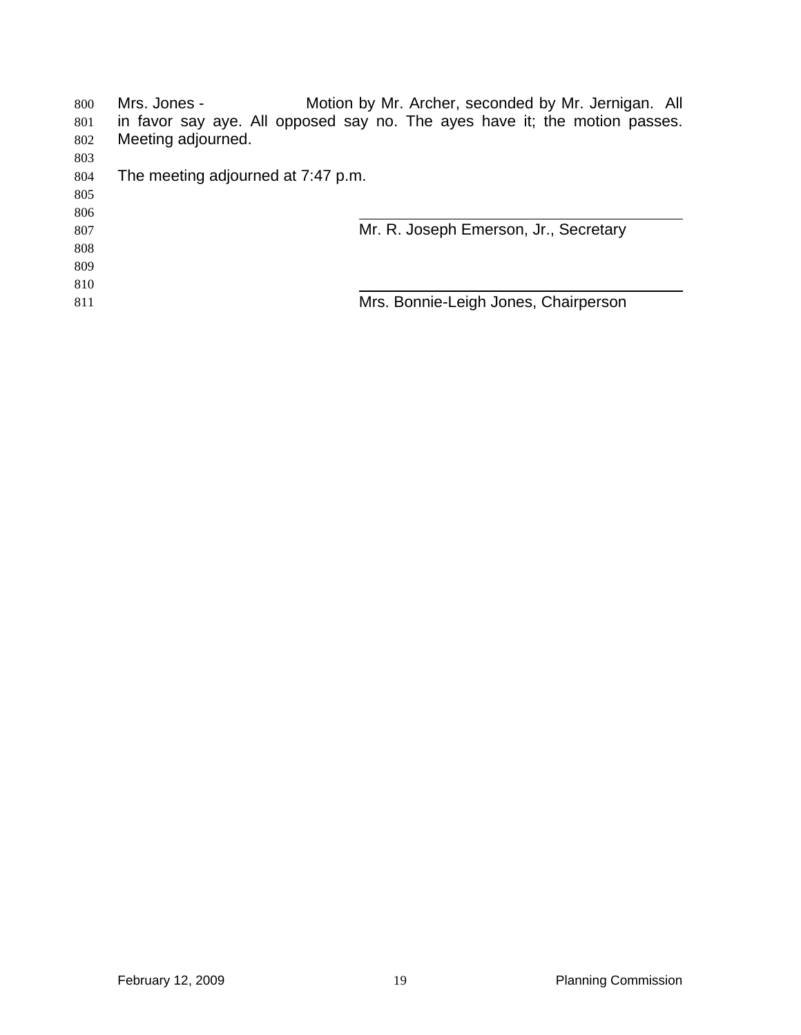Mrs. Jones - Motion by Mr. Archer, seconded by Mr. Jernigan. All in favor say aye. All opposed say no. The ayes have it; the motion passes. Meeting adjourned.

The meeting adjourned at 7:47 p.m.

\_\_\_\_\_\_\_\_\_\_\_\_\_\_\_\_\_\_\_\_\_\_\_\_\_\_\_\_\_\_\_\_\_\_\_\_\_\_

Mr. R. Joseph Emerson, Jr., Secretary

\_\_\_\_\_\_\_\_\_\_\_\_\_\_\_\_\_\_\_\_\_\_\_\_\_\_\_\_\_\_\_\_\_\_\_\_\_\_

Mrs. Bonnie-Leigh Jones, Chairperson